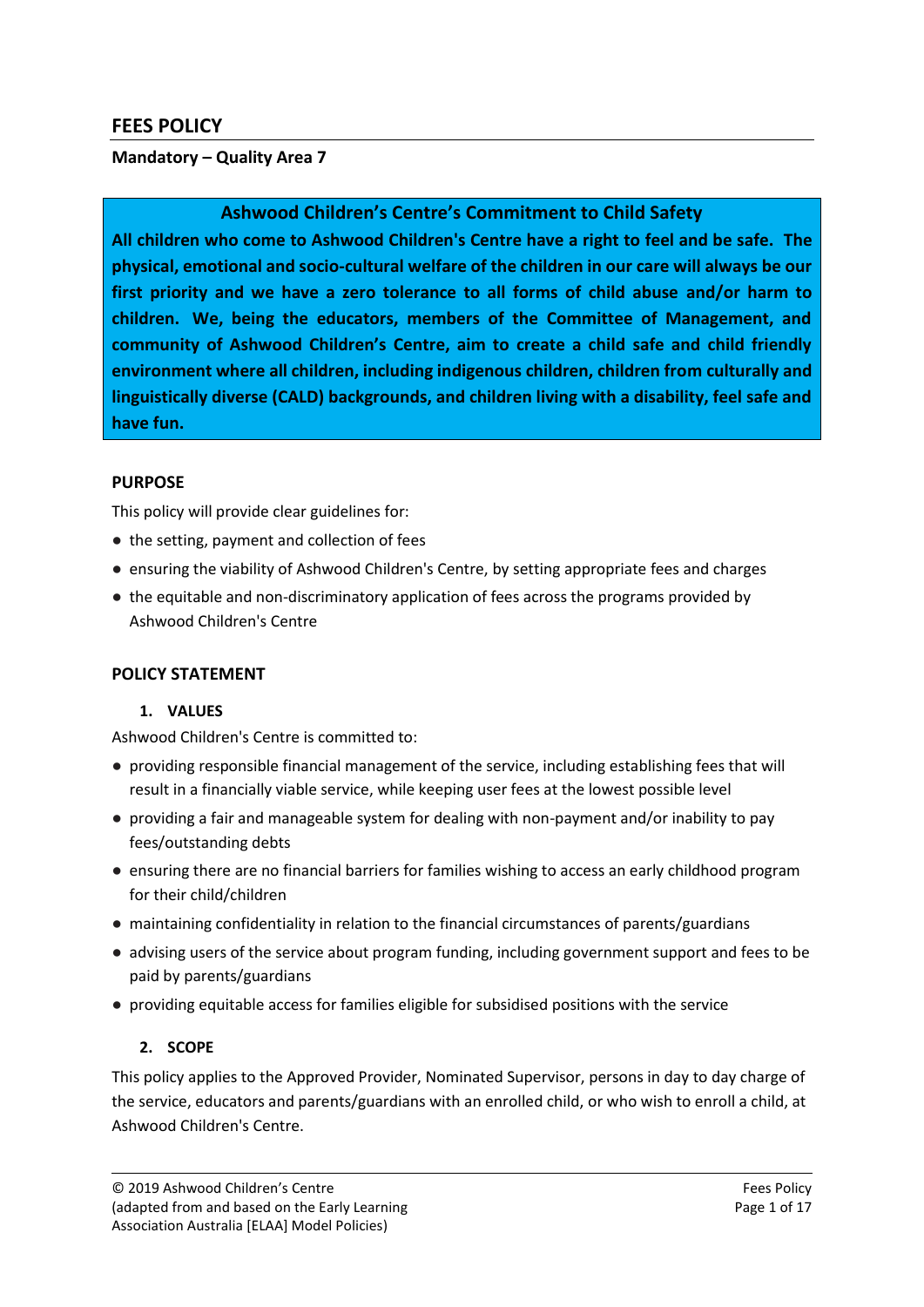## FEES POLICY

**Mandatory – Quality Area 7**

**Ashwood Children's Centre's Commitment to Child Safety**

**All children who come to Ashwood Children's Centre have a right to feel and be safe. The physical, emotional and socio-cultural welfare of the children in our care will always be our first priority and we have a zero tolerance to all forms of child abuse and/or harm to children. We, being the educators, members of the Committee of Management, and community of Ashwood Children's Centre, aim to create a child safe and child friendly environment where all children, including indigenous children, children from culturally and linguistically diverse (CALD) backgrounds, and children living with a disability, feel safe and have fun.**

### PURPOSE

This policy will provide clear guidelines for:

- the setting, payment and collection of fees
- ensuring the viability of Ashwood Children's Centre, by setting appropriate fees and charges
- the equitable and non-discriminatory application of fees across the programs provided by Ashwood Children's Centre

### POLICY STATEMENT

#### 1. VALUES

Ashwood Children's Centre is committed to:

- providing responsible financial management of the service, including establishing fees that will result in a financially viable service, while keeping user fees at the lowest possible level
- providing a fair and manageable system for dealing with non-payment and/or inability to pay fees/outstanding debts
- ensuring there are no financial barriers for families wishing to access an early childhood program for their child/children
- maintaining confidentiality in relation to the financial circumstances of parents/guardians
- advising users of the service about program funding, including government support and fees to be paid by parents/guardians
- providing equitable access for families eligible for subsidised positions with the service

#### 2. SCOPE

This policy applies to the Approved Provider, Nominated Supervisor, persons in day to day charge of the service, educators and parents/guardians with an enrolled child, or who wish to enroll a child, at Ashwood Children's Centre.

© 2019 Ashwood Children's Centre
(adapted from and based on the Early Learning Association Australia [ELAA] Model Policies)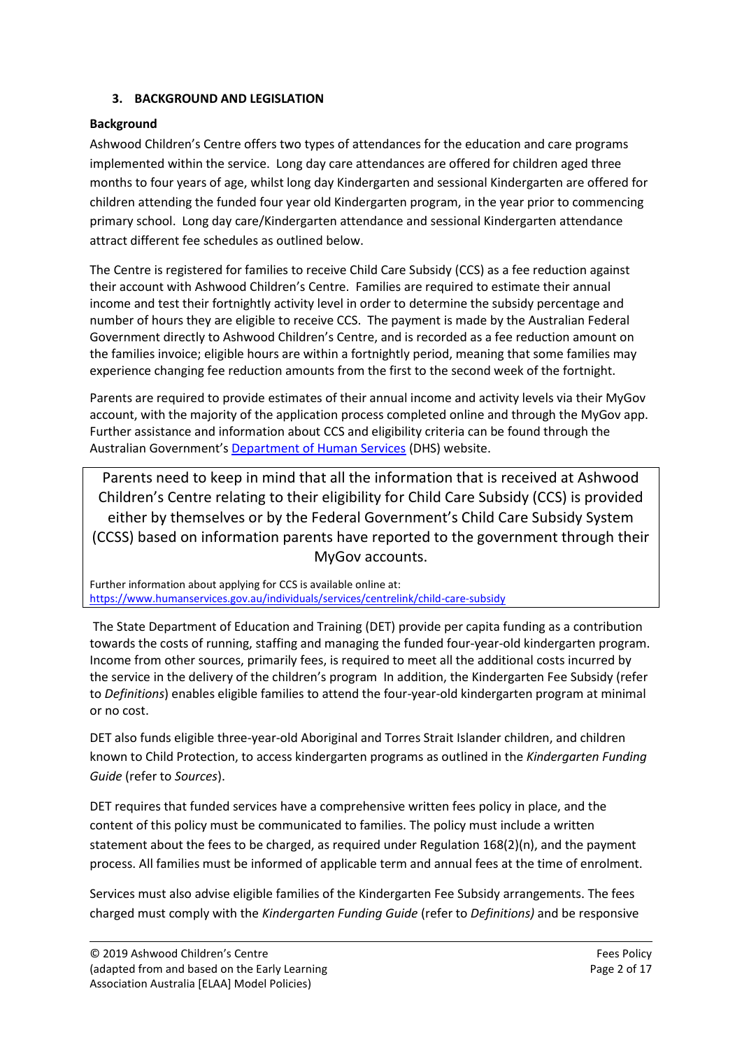### 3. BACKGROUND AND LEGISLATION

**Background**

Ashwood Children's Centre offers two types of attendances for the education and care programs implemented within the service. Long day care attendances are offered for children aged three months to four years of age, whilst long day Kindergarten and sessional Kindergarten are offered for children attending the funded four year old Kindergarten program, in the year prior to commencing primary school. Long day care/Kindergarten attendance and sessional Kindergarten attendance attract different fee schedules as outlined below.

The Centre is registered for families to receive Child Care Subsidy (CCS) as a fee reduction against their account with Ashwood Children's Centre. Families are required to estimate their annual income and test their fortnightly activity level in order to determine the subsidy percentage and number of hours they are eligible to receive CCS. The payment is made by the Australian Federal Government directly to Ashwood Children's Centre, and is recorded as a fee reduction amount on the families invoice; eligible hours are within a fortnightly period, meaning that some families may experience changing fee reduction amounts from the first to the second week of the fortnight.

Parents are required to provide estimates of their annual income and activity levels via their MyGov account, with the majority of the application process completed online and through the MyGov app. Further assistance and information about CCS and eligibility criteria can be found through the Australian Government's Department of Human Services (DHS) website.

> Parents need to keep in mind that all the information that is received at Ashwood Children's Centre relating to their eligibility for Child Care Subsidy (CCS) is provided either by themselves or by the Federal Government's Child Care Subsidy System (CCSS) based on information parents have reported to the government through their MyGov accounts.
>
> Further information about applying for CCS is available online at:
> https://www.humanservices.gov.au/individuals/services/centrelink/child-care-subsidy

The State Department of Education and Training (DET) provide per capita funding as a contribution towards the costs of running, staffing and managing the funded four-year-old kindergarten program. Income from other sources, primarily fees, is required to meet all the additional costs incurred by the service in the delivery of the children's program In addition, the Kindergarten Fee Subsidy (refer to *Definitions*) enables eligible families to attend the four-year-old kindergarten program at minimal or no cost.

DET also funds eligible three-year-old Aboriginal and Torres Strait Islander children, and children known to Child Protection, to access kindergarten programs as outlined in the *Kindergarten Funding Guide* (refer to *Sources*).

DET requires that funded services have a comprehensive written fees policy in place, and the content of this policy must be communicated to families. The policy must include a written statement about the fees to be charged, as required under Regulation 168(2)(n), and the payment process. All families must be informed of applicable term and annual fees at the time of enrolment.

Services must also advise eligible families of the Kindergarten Fee Subsidy arrangements. The fees charged must comply with the *Kindergarten Funding Guide* (refer to *Definitions)* and be responsive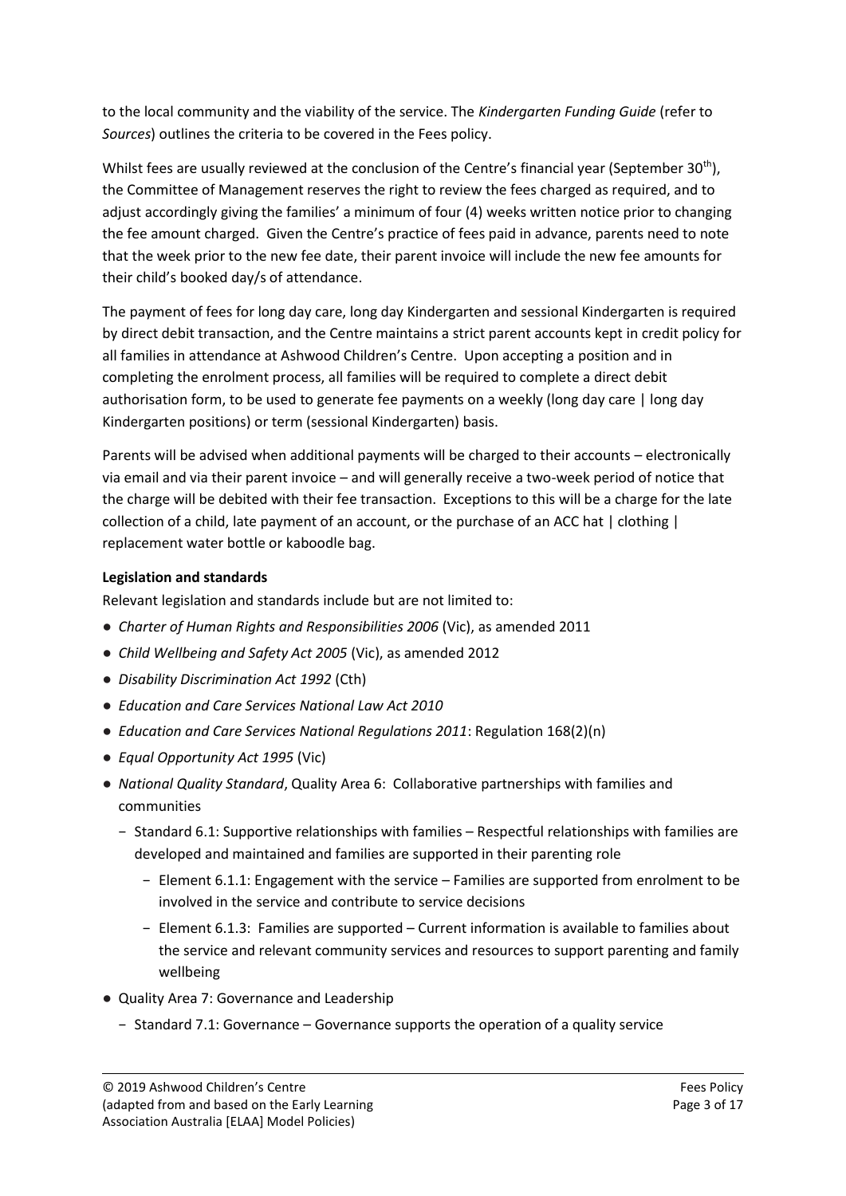to the local community and the viability of the service. The *Kindergarten Funding Guide* (refer to *Sources*) outlines the criteria to be covered in the Fees policy.

Whilst fees are usually reviewed at the conclusion of the Centre's financial year (September 30th), the Committee of Management reserves the right to review the fees charged as required, and to adjust accordingly giving the families' a minimum of four (4) weeks written notice prior to changing the fee amount charged. Given the Centre's practice of fees paid in advance, parents need to note that the week prior to the new fee date, their parent invoice will include the new fee amounts for their child's booked day/s of attendance.

The payment of fees for long day care, long day Kindergarten and sessional Kindergarten is required by direct debit transaction, and the Centre maintains a strict parent accounts kept in credit policy for all families in attendance at Ashwood Children's Centre. Upon accepting a position and in completing the enrolment process, all families will be required to complete a direct debit authorisation form, to be used to generate fee payments on a weekly (long day care | long day Kindergarten positions) or term (sessional Kindergarten) basis.

Parents will be advised when additional payments will be charged to their accounts – electronically via email and via their parent invoice – and will generally receive a two-week period of notice that the charge will be debited with their fee transaction. Exceptions to this will be a charge for the late collection of a child, late payment of an account, or the purchase of an ACC hat | clothing | replacement water bottle or kaboodle bag.

**Legislation and standards**

Relevant legislation and standards include but are not limited to:

- *Charter of Human Rights and Responsibilities 2006* (Vic), as amended 2011
- *Child Wellbeing and Safety Act 2005* (Vic), as amended 2012
- *Disability Discrimination Act 1992* (Cth)
- *Education and Care Services National Law Act 2010*
- *Education and Care Services National Regulations 2011*: Regulation 168(2)(n)
- *Equal Opportunity Act 1995* (Vic)
- *National Quality Standard*, Quality Area 6: Collaborative partnerships with families and communities
  - Standard 6.1: Supportive relationships with families – Respectful relationships with families are developed and maintained and families are supported in their parenting role
    - Element 6.1.1: Engagement with the service – Families are supported from enrolment to be involved in the service and contribute to service decisions
    - Element 6.1.3: Families are supported – Current information is available to families about the service and relevant community services and resources to support parenting and family wellbeing
- Quality Area 7: Governance and Leadership
  - Standard 7.1: Governance – Governance supports the operation of a quality service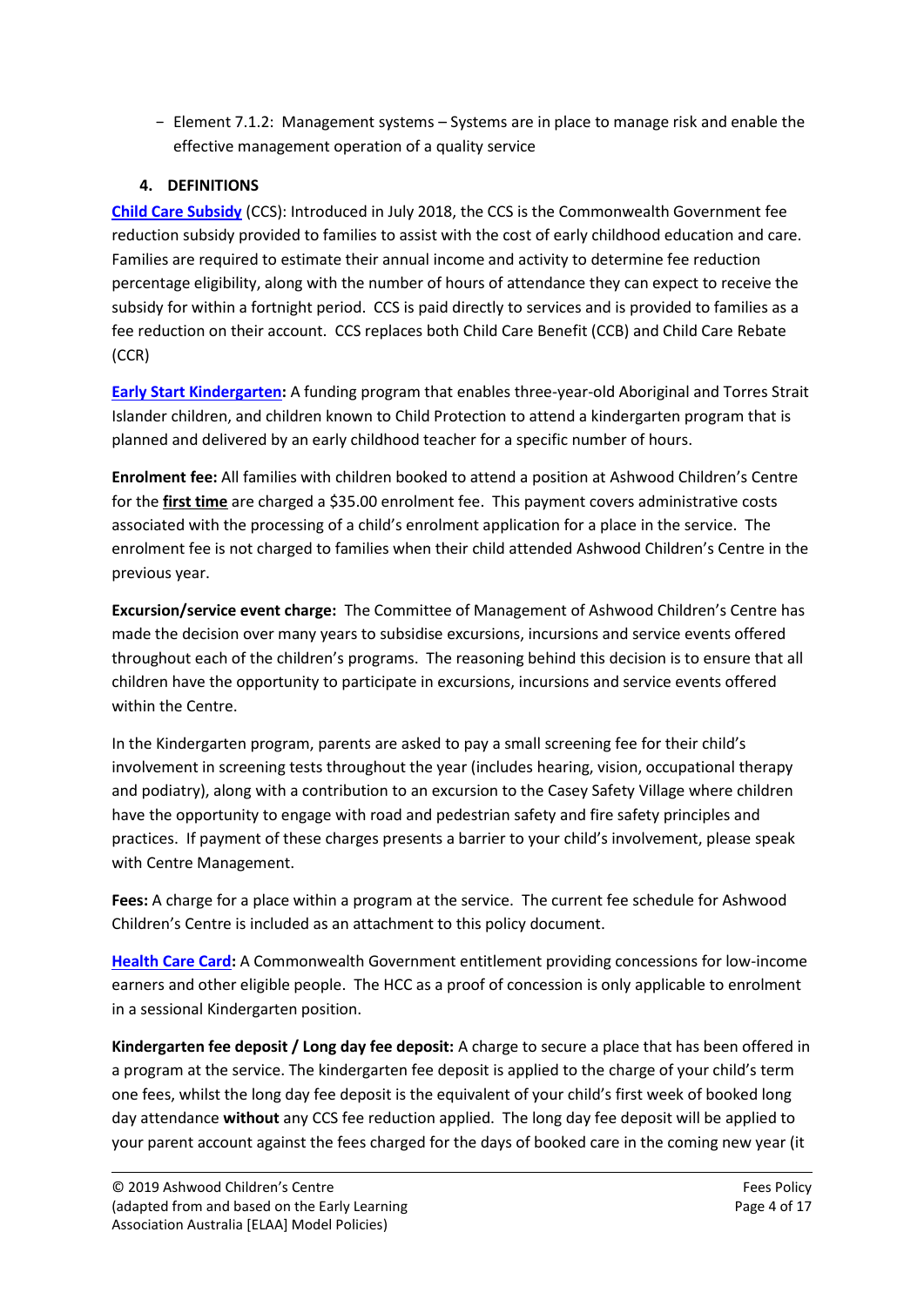- Element 7.1.2: Management systems – Systems are in place to manage risk and enable the effective management operation of a quality service

## 4. DEFINITIONS

**Child Care Subsidy** (CCS): Introduced in July 2018, the CCS is the Commonwealth Government fee reduction subsidy provided to families to assist with the cost of early childhood education and care. Families are required to estimate their annual income and activity to determine fee reduction percentage eligibility, along with the number of hours of attendance they can expect to receive the subsidy for within a fortnight period. CCS is paid directly to services and is provided to families as a fee reduction on their account. CCS replaces both Child Care Benefit (CCB) and Child Care Rebate (CCR)

**Early Start Kindergarten:** A funding program that enables three-year-old Aboriginal and Torres Strait Islander children, and children known to Child Protection to attend a kindergarten program that is planned and delivered by an early childhood teacher for a specific number of hours.

**Enrolment fee:** All families with children booked to attend a position at Ashwood Children's Centre for the **first time** are charged a $35.00 enrolment fee. This payment covers administrative costs associated with the processing of a child's enrolment application for a place in the service. The enrolment fee is not charged to families when their child attended Ashwood Children's Centre in the previous year.

**Excursion/service event charge:** The Committee of Management of Ashwood Children's Centre has made the decision over many years to subsidise excursions, incursions and service events offered throughout each of the children's programs. The reasoning behind this decision is to ensure that all children have the opportunity to participate in excursions, incursions and service events offered within the Centre.

In the Kindergarten program, parents are asked to pay a small screening fee for their child's involvement in screening tests throughout the year (includes hearing, vision, occupational therapy and podiatry), along with a contribution to an excursion to the Casey Safety Village where children have the opportunity to engage with road and pedestrian safety and fire safety principles and practices. If payment of these charges presents a barrier to your child's involvement, please speak with Centre Management.

**Fees:** A charge for a place within a program at the service. The current fee schedule for Ashwood Children's Centre is included as an attachment to this policy document.

**Health Care Card:** A Commonwealth Government entitlement providing concessions for low-income earners and other eligible people. The HCC as a proof of concession is only applicable to enrolment in a sessional Kindergarten position.

**Kindergarten fee deposit / Long day fee deposit:** A charge to secure a place that has been offered in a program at the service. The kindergarten fee deposit is applied to the charge of your child's term one fees, whilst the long day fee deposit is the equivalent of your child's first week of booked long day attendance **without** any CCS fee reduction applied. The long day fee deposit will be applied to your parent account against the fees charged for the days of booked care in the coming new year (it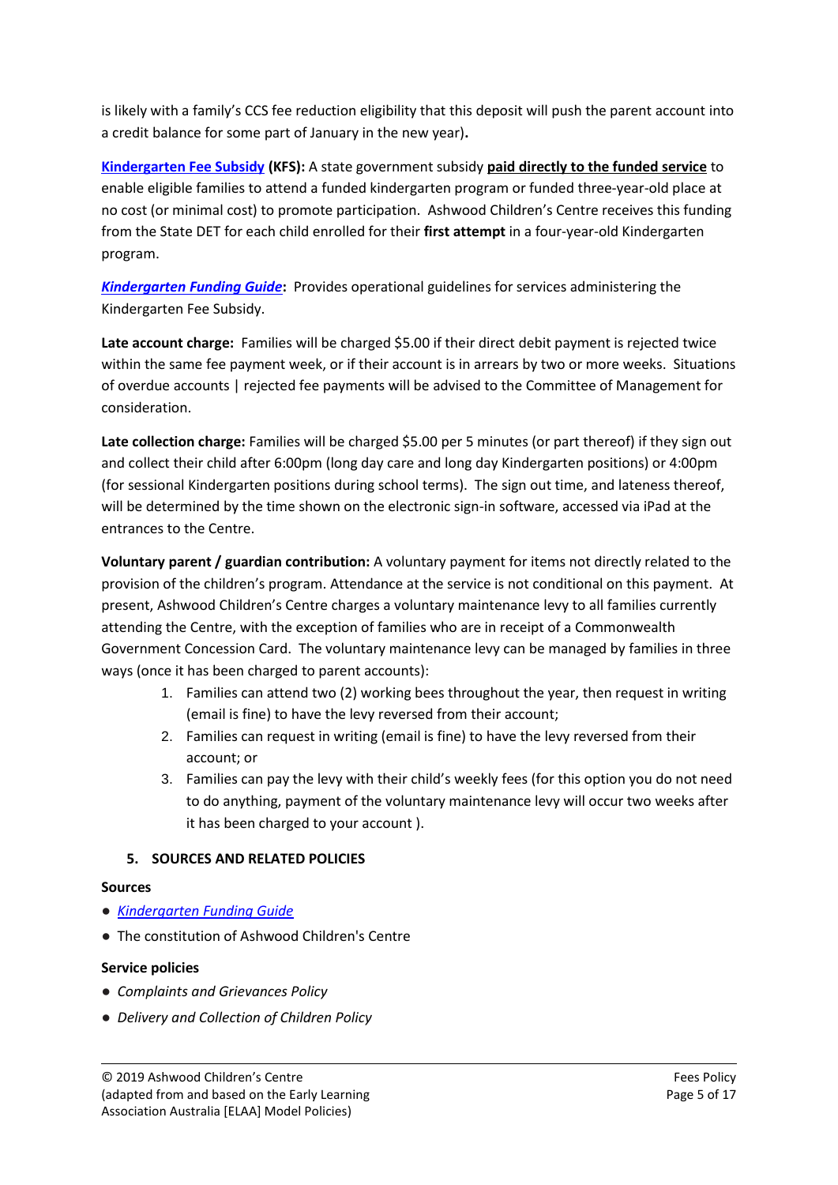is likely with a family's CCS fee reduction eligibility that this deposit will push the parent account into a credit balance for some part of January in the new year)**.**

**Kindergarten Fee Subsidy (KFS):** A state government subsidy **paid directly to the funded service** to enable eligible families to attend a funded kindergarten program or funded three-year-old place at no cost (or minimal cost) to promote participation. Ashwood Children's Centre receives this funding from the State DET for each child enrolled for their **first attempt** in a four-year-old Kindergarten program.

***Kindergarten Funding Guide*****:** Provides operational guidelines for services administering the Kindergarten Fee Subsidy.

**Late account charge:** Families will be charged $5.00 if their direct debit payment is rejected twice within the same fee payment week, or if their account is in arrears by two or more weeks. Situations of overdue accounts | rejected fee payments will be advised to the Committee of Management for consideration.

**Late collection charge:** Families will be charged $5.00 per 5 minutes (or part thereof) if they sign out and collect their child after 6:00pm (long day care and long day Kindergarten positions) or 4:00pm (for sessional Kindergarten positions during school terms). The sign out time, and lateness thereof, will be determined by the time shown on the electronic sign-in software, accessed via iPad at the entrances to the Centre.

**Voluntary parent / guardian contribution:** A voluntary payment for items not directly related to the provision of the children's program. Attendance at the service is not conditional on this payment. At present, Ashwood Children's Centre charges a voluntary maintenance levy to all families currently attending the Centre, with the exception of families who are in receipt of a Commonwealth Government Concession Card. The voluntary maintenance levy can be managed by families in three ways (once it has been charged to parent accounts):

1. Families can attend two (2) working bees throughout the year, then request in writing (email is fine) to have the levy reversed from their account;
2. Families can request in writing (email is fine) to have the levy reversed from their account; or
3. Families can pay the levy with their child's weekly fees (for this option you do not need to do anything, payment of the voluntary maintenance levy will occur two weeks after it has been charged to your account ).

## 5. SOURCES AND RELATED POLICIES

**Sources**

- *Kindergarten Funding Guide*
- The constitution of Ashwood Children's Centre

**Service policies**

- *Complaints and Grievances Policy*
- *Delivery and Collection of Children Policy*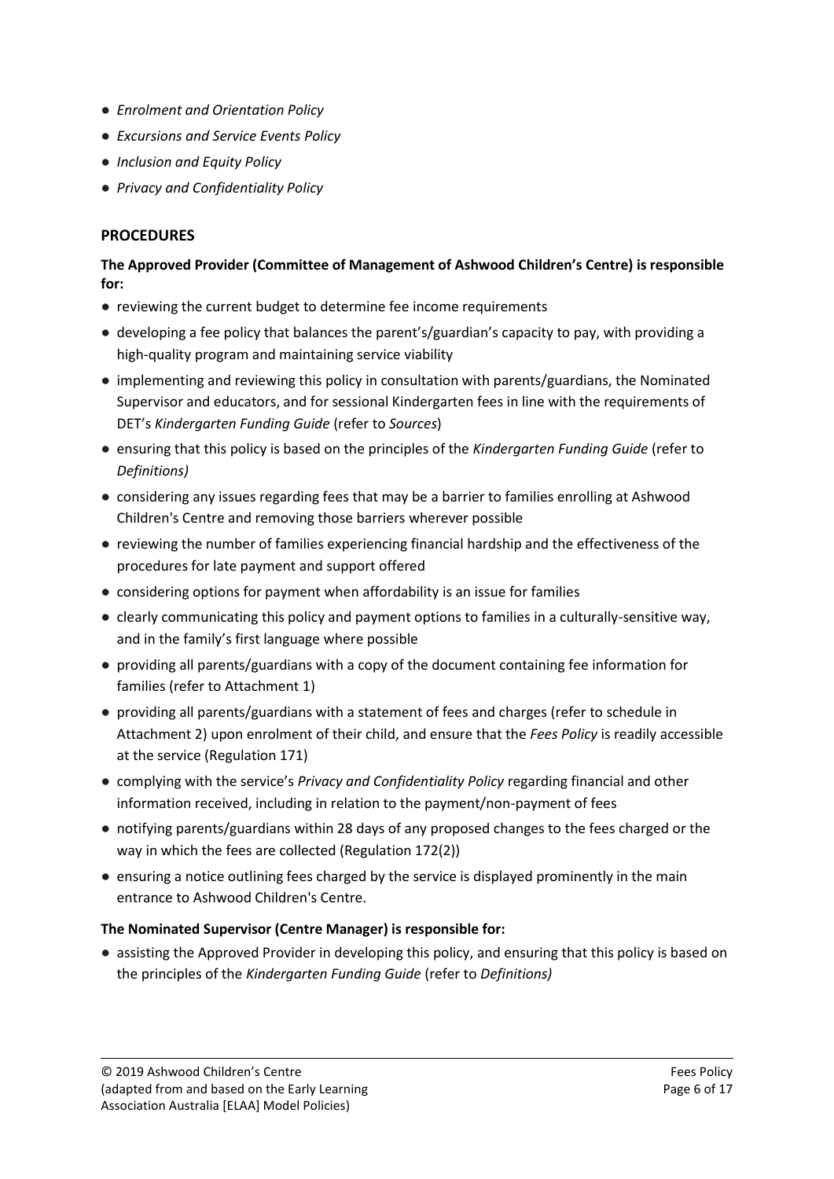- *Enrolment and Orientation Policy*
- *Excursions and Service Events Policy*
- *Inclusion and Equity Policy*
- *Privacy and Confidentiality Policy*

## PROCEDURES

**The Approved Provider (Committee of Management of Ashwood Children's Centre) is responsible for:**

- reviewing the current budget to determine fee income requirements
- developing a fee policy that balances the parent's/guardian's capacity to pay, with providing a high-quality program and maintaining service viability
- implementing and reviewing this policy in consultation with parents/guardians, the Nominated Supervisor and educators, and for sessional Kindergarten fees in line with the requirements of DET's *Kindergarten Funding Guide* (refer to *Sources*)
- ensuring that this policy is based on the principles of the *Kindergarten Funding Guide* (refer to *Definitions)*
- considering any issues regarding fees that may be a barrier to families enrolling at Ashwood Children's Centre and removing those barriers wherever possible
- reviewing the number of families experiencing financial hardship and the effectiveness of the procedures for late payment and support offered
- considering options for payment when affordability is an issue for families
- clearly communicating this policy and payment options to families in a culturally-sensitive way, and in the family's first language where possible
- providing all parents/guardians with a copy of the document containing fee information for families (refer to Attachment 1)
- providing all parents/guardians with a statement of fees and charges (refer to schedule in Attachment 2) upon enrolment of their child, and ensure that the *Fees Policy* is readily accessible at the service (Regulation 171)
- complying with the service's *Privacy and Confidentiality Policy* regarding financial and other information received, including in relation to the payment/non-payment of fees
- notifying parents/guardians within 28 days of any proposed changes to the fees charged or the way in which the fees are collected (Regulation 172(2))
- ensuring a notice outlining fees charged by the service is displayed prominently in the main entrance to Ashwood Children's Centre.

**The Nominated Supervisor (Centre Manager) is responsible for:**

- assisting the Approved Provider in developing this policy, and ensuring that this policy is based on the principles of the *Kindergarten Funding Guide* (refer to *Definitions)*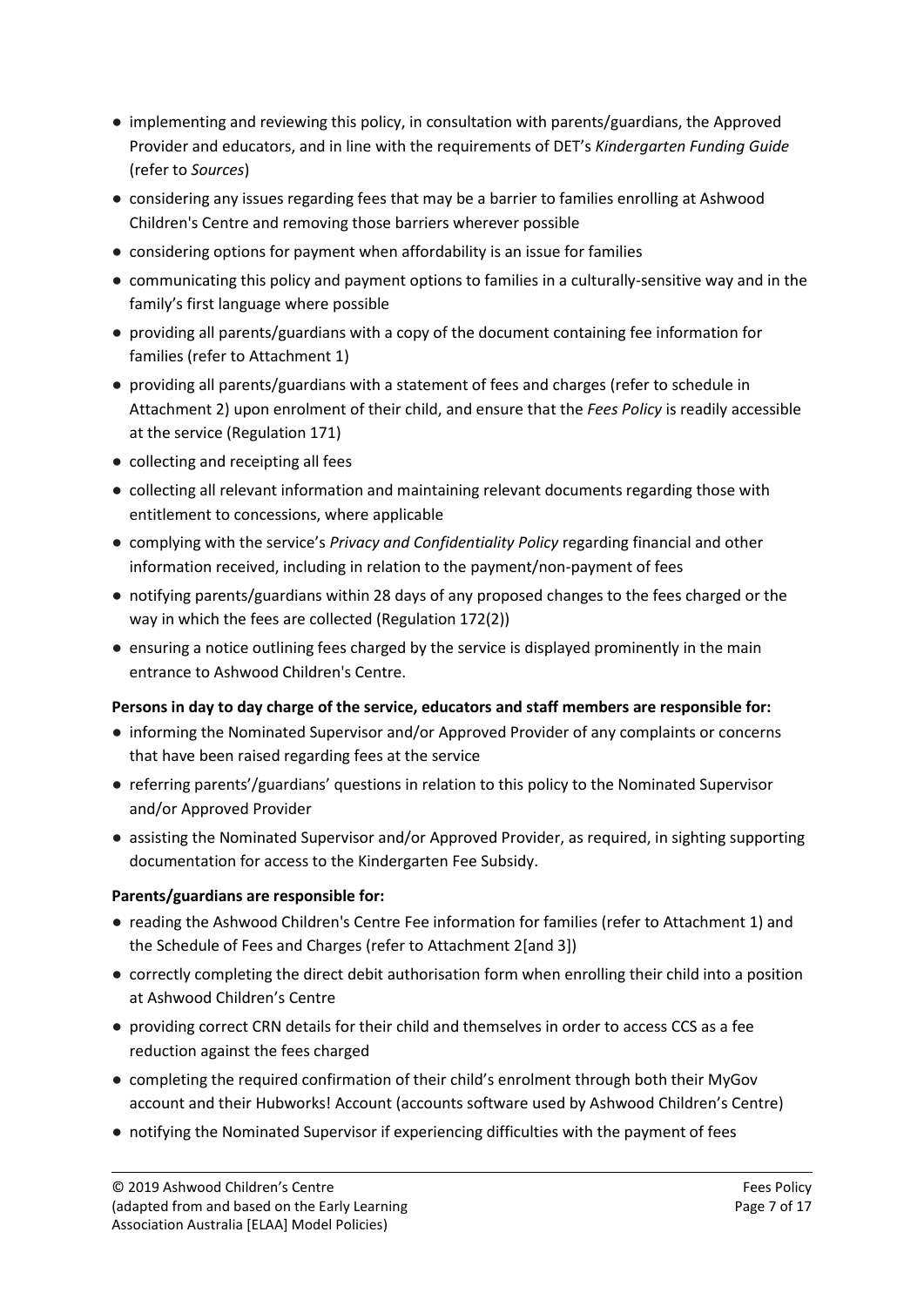- implementing and reviewing this policy, in consultation with parents/guardians, the Approved Provider and educators, and in line with the requirements of DET's *Kindergarten Funding Guide* (refer to *Sources*)
- considering any issues regarding fees that may be a barrier to families enrolling at Ashwood Children's Centre and removing those barriers wherever possible
- considering options for payment when affordability is an issue for families
- communicating this policy and payment options to families in a culturally-sensitive way and in the family's first language where possible
- providing all parents/guardians with a copy of the document containing fee information for families (refer to Attachment 1)
- providing all parents/guardians with a statement of fees and charges (refer to schedule in Attachment 2) upon enrolment of their child, and ensure that the *Fees Policy* is readily accessible at the service (Regulation 171)
- collecting and receipting all fees
- collecting all relevant information and maintaining relevant documents regarding those with entitlement to concessions, where applicable
- complying with the service's *Privacy and Confidentiality Policy* regarding financial and other information received, including in relation to the payment/non-payment of fees
- notifying parents/guardians within 28 days of any proposed changes to the fees charged or the way in which the fees are collected (Regulation 172(2))
- ensuring a notice outlining fees charged by the service is displayed prominently in the main entrance to Ashwood Children's Centre.

**Persons in day to day charge of the service, educators and staff members are responsible for:**

- informing the Nominated Supervisor and/or Approved Provider of any complaints or concerns that have been raised regarding fees at the service
- referring parents'/guardians' questions in relation to this policy to the Nominated Supervisor and/or Approved Provider
- assisting the Nominated Supervisor and/or Approved Provider, as required, in sighting supporting documentation for access to the Kindergarten Fee Subsidy.

**Parents/guardians are responsible for:**

- reading the Ashwood Children's Centre Fee information for families (refer to Attachment 1) and the Schedule of Fees and Charges (refer to Attachment 2[and 3])
- correctly completing the direct debit authorisation form when enrolling their child into a position at Ashwood Children's Centre
- providing correct CRN details for their child and themselves in order to access CCS as a fee reduction against the fees charged
- completing the required confirmation of their child's enrolment through both their MyGov account and their Hubworks! Account (accounts software used by Ashwood Children's Centre)
- notifying the Nominated Supervisor if experiencing difficulties with the payment of fees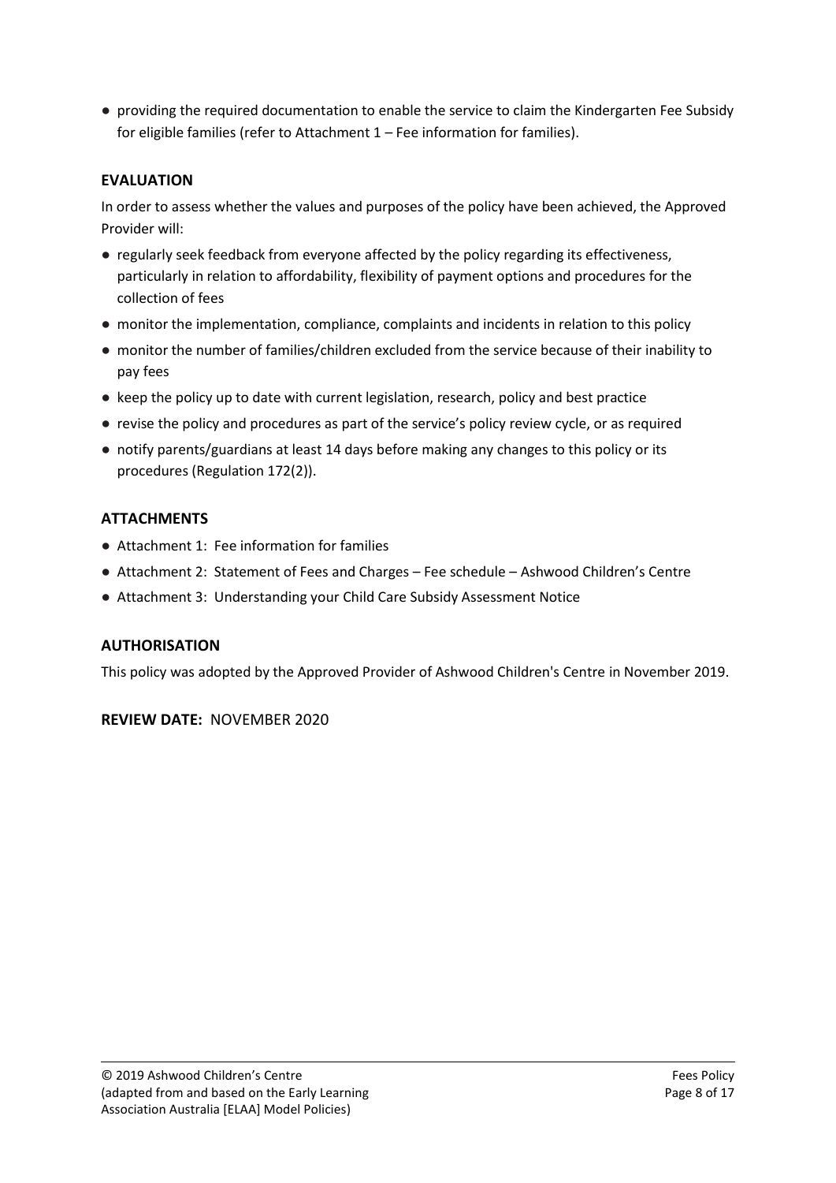- providing the required documentation to enable the service to claim the Kindergarten Fee Subsidy for eligible families (refer to Attachment 1 – Fee information for families).

## EVALUATION

In order to assess whether the values and purposes of the policy have been achieved, the Approved Provider will:

- regularly seek feedback from everyone affected by the policy regarding its effectiveness, particularly in relation to affordability, flexibility of payment options and procedures for the collection of fees
- monitor the implementation, compliance, complaints and incidents in relation to this policy
- monitor the number of families/children excluded from the service because of their inability to pay fees
- keep the policy up to date with current legislation, research, policy and best practice
- revise the policy and procedures as part of the service's policy review cycle, or as required
- notify parents/guardians at least 14 days before making any changes to this policy or its procedures (Regulation 172(2)).

## ATTACHMENTS

- Attachment 1: Fee information for families
- Attachment 2: Statement of Fees and Charges – Fee schedule – Ashwood Children's Centre
- Attachment 3: Understanding your Child Care Subsidy Assessment Notice

## AUTHORISATION

This policy was adopted by the Approved Provider of Ashwood Children's Centre in November 2019.

**REVIEW DATE:** NOVEMBER 2020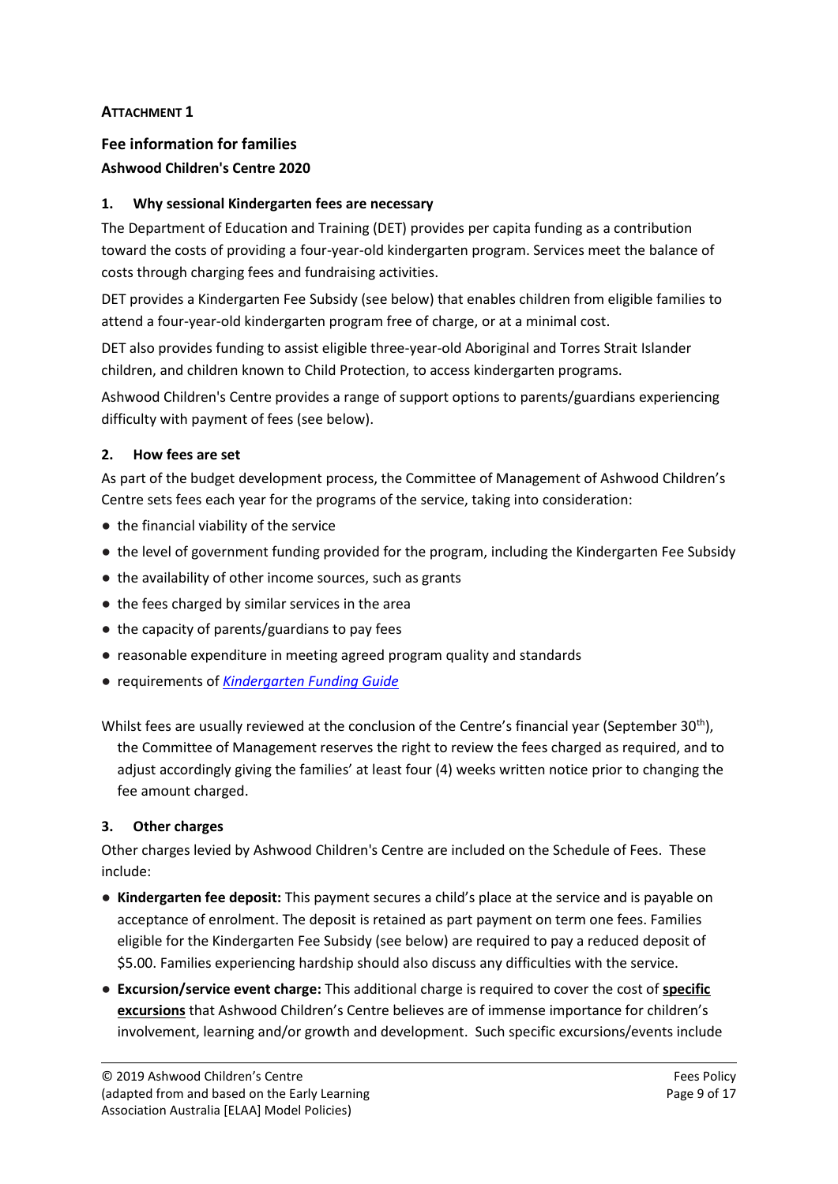**ATTACHMENT 1**

## Fee information for families

### Ashwood Children's Centre 2020

### 1. Why sessional Kindergarten fees are necessary

The Department of Education and Training (DET) provides per capita funding as a contribution toward the costs of providing a four-year-old kindergarten program. Services meet the balance of costs through charging fees and fundraising activities.

DET provides a Kindergarten Fee Subsidy (see below) that enables children from eligible families to attend a four-year-old kindergarten program free of charge, or at a minimal cost.

DET also provides funding to assist eligible three-year-old Aboriginal and Torres Strait Islander children, and children known to Child Protection, to access kindergarten programs.

Ashwood Children's Centre provides a range of support options to parents/guardians experiencing difficulty with payment of fees (see below).

### 2. How fees are set

As part of the budget development process, the Committee of Management of Ashwood Children's Centre sets fees each year for the programs of the service, taking into consideration:

- the financial viability of the service
- the level of government funding provided for the program, including the Kindergarten Fee Subsidy
- the availability of other income sources, such as grants
- the fees charged by similar services in the area
- the capacity of parents/guardians to pay fees
- reasonable expenditure in meeting agreed program quality and standards
- requirements of *Kindergarten Funding Guide*

Whilst fees are usually reviewed at the conclusion of the Centre's financial year (September 30th), the Committee of Management reserves the right to review the fees charged as required, and to adjust accordingly giving the families' at least four (4) weeks written notice prior to changing the fee amount charged.

### 3. Other charges

Other charges levied by Ashwood Children's Centre are included on the Schedule of Fees. These include:

- **Kindergarten fee deposit:** This payment secures a child's place at the service and is payable on acceptance of enrolment. The deposit is retained as part payment on term one fees. Families eligible for the Kindergarten Fee Subsidy (see below) are required to pay a reduced deposit of $5.00. Families experiencing hardship should also discuss any difficulties with the service.
- **Excursion/service event charge:** This additional charge is required to cover the cost of **specific excursions** that Ashwood Children's Centre believes are of immense importance for children's involvement, learning and/or growth and development. Such specific excursions/events include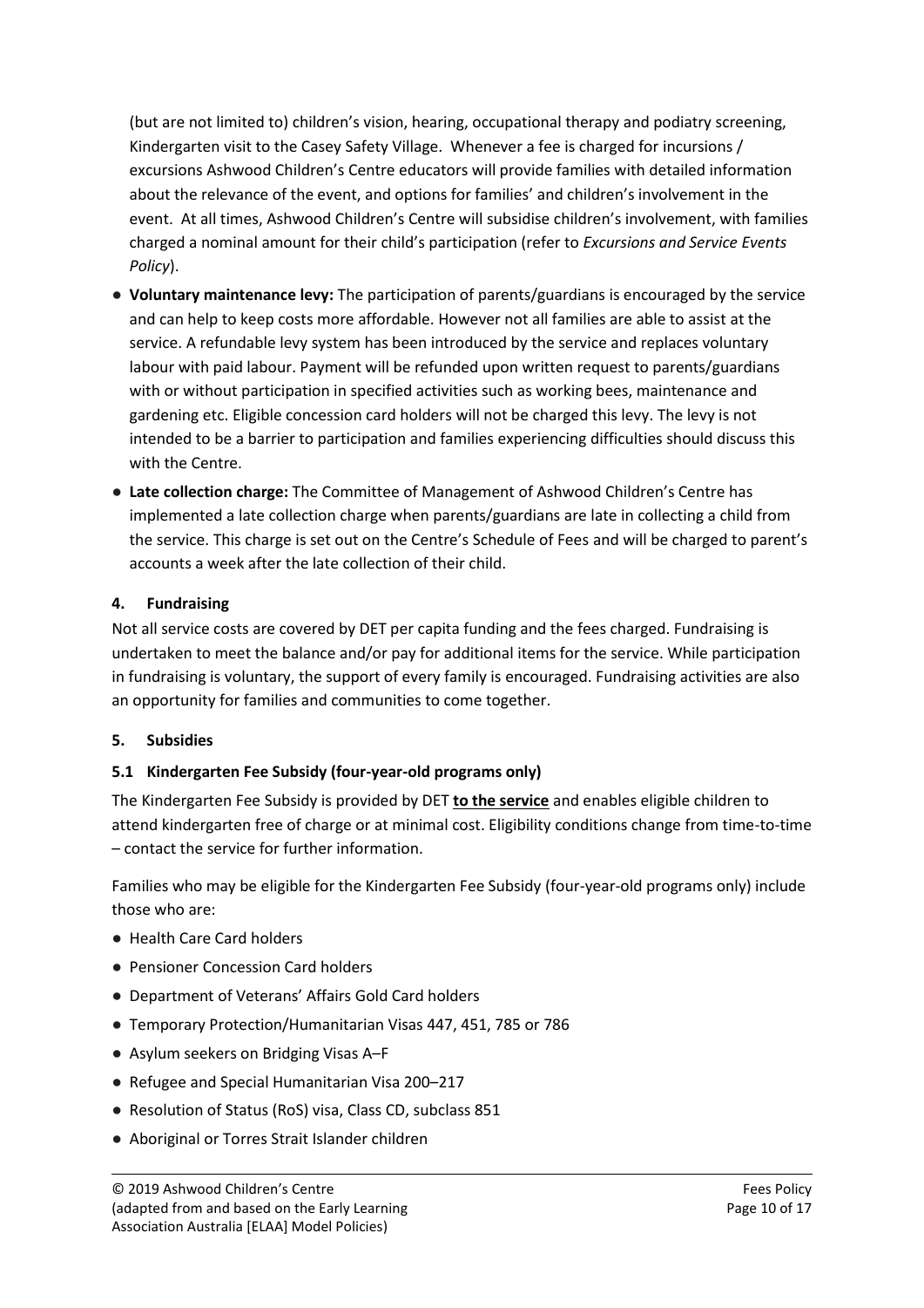(but are not limited to) children's vision, hearing, occupational therapy and podiatry screening, Kindergarten visit to the Casey Safety Village. Whenever a fee is charged for incursions / excursions Ashwood Children's Centre educators will provide families with detailed information about the relevance of the event, and options for families' and children's involvement in the event. At all times, Ashwood Children's Centre will subsidise children's involvement, with families charged a nominal amount for their child's participation (refer to *Excursions and Service Events Policy*).

- **Voluntary maintenance levy:** The participation of parents/guardians is encouraged by the service and can help to keep costs more affordable. However not all families are able to assist at the service. A refundable levy system has been introduced by the service and replaces voluntary labour with paid labour. Payment will be refunded upon written request to parents/guardians with or without participation in specified activities such as working bees, maintenance and gardening etc. Eligible concession card holders will not be charged this levy. The levy is not intended to be a barrier to participation and families experiencing difficulties should discuss this with the Centre.
- **Late collection charge:** The Committee of Management of Ashwood Children's Centre has implemented a late collection charge when parents/guardians are late in collecting a child from the service. This charge is set out on the Centre's Schedule of Fees and will be charged to parent's accounts a week after the late collection of their child.

## 4. Fundraising

Not all service costs are covered by DET per capita funding and the fees charged. Fundraising is undertaken to meet the balance and/or pay for additional items for the service. While participation in fundraising is voluntary, the support of every family is encouraged. Fundraising activities are also an opportunity for families and communities to come together.

## 5. Subsidies

### 5.1 Kindergarten Fee Subsidy (four-year-old programs only)

The Kindergarten Fee Subsidy is provided by DET **to the service** and enables eligible children to attend kindergarten free of charge or at minimal cost. Eligibility conditions change from time-to-time – contact the service for further information.

Families who may be eligible for the Kindergarten Fee Subsidy (four-year-old programs only) include those who are:

- Health Care Card holders
- Pensioner Concession Card holders
- Department of Veterans' Affairs Gold Card holders
- Temporary Protection/Humanitarian Visas 447, 451, 785 or 786
- Asylum seekers on Bridging Visas A–F
- Refugee and Special Humanitarian Visa 200–217
- Resolution of Status (RoS) visa, Class CD, subclass 851
- Aboriginal or Torres Strait Islander children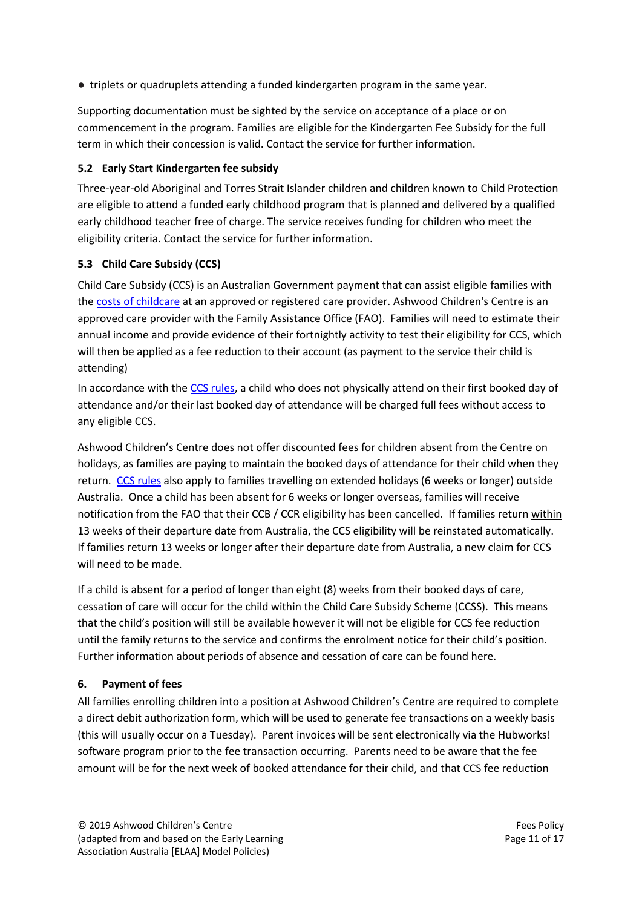- triplets or quadruplets attending a funded kindergarten program in the same year.

Supporting documentation must be sighted by the service on acceptance of a place or on commencement in the program. Families are eligible for the Kindergarten Fee Subsidy for the full term in which their concession is valid. Contact the service for further information.

### 5.2 Early Start Kindergarten fee subsidy

Three-year-old Aboriginal and Torres Strait Islander children and children known to Child Protection are eligible to attend a funded early childhood program that is planned and delivered by a qualified early childhood teacher free of charge. The service receives funding for children who meet the eligibility criteria. Contact the service for further information.

### 5.3 Child Care Subsidy (CCS)

Child Care Subsidy (CCS) is an Australian Government payment that can assist eligible families with the costs of childcare at an approved or registered care provider. Ashwood Children's Centre is an approved care provider with the Family Assistance Office (FAO). Families will need to estimate their annual income and provide evidence of their fortnightly activity to test their eligibility for CCS, which will then be applied as a fee reduction to their account (as payment to the service their child is attending)

In accordance with the CCS rules, a child who does not physically attend on their first booked day of attendance and/or their last booked day of attendance will be charged full fees without access to any eligible CCS.

Ashwood Children's Centre does not offer discounted fees for children absent from the Centre on holidays, as families are paying to maintain the booked days of attendance for their child when they return. CCS rules also apply to families travelling on extended holidays (6 weeks or longer) outside Australia. Once a child has been absent for 6 weeks or longer overseas, families will receive notification from the FAO that their CCB / CCR eligibility has been cancelled. If families return within 13 weeks of their departure date from Australia, the CCS eligibility will be reinstated automatically. If families return 13 weeks or longer after their departure date from Australia, a new claim for CCS will need to be made.

If a child is absent for a period of longer than eight (8) weeks from their booked days of care, cessation of care will occur for the child within the Child Care Subsidy Scheme (CCSS). This means that the child's position will still be available however it will not be eligible for CCS fee reduction until the family returns to the service and confirms the enrolment notice for their child's position. Further information about periods of absence and cessation of care can be found here.

## 6. Payment of fees

All families enrolling children into a position at Ashwood Children's Centre are required to complete a direct debit authorization form, which will be used to generate fee transactions on a weekly basis (this will usually occur on a Tuesday). Parent invoices will be sent electronically via the Hubworks! software program prior to the fee transaction occurring. Parents need to be aware that the fee amount will be for the next week of booked attendance for their child, and that CCS fee reduction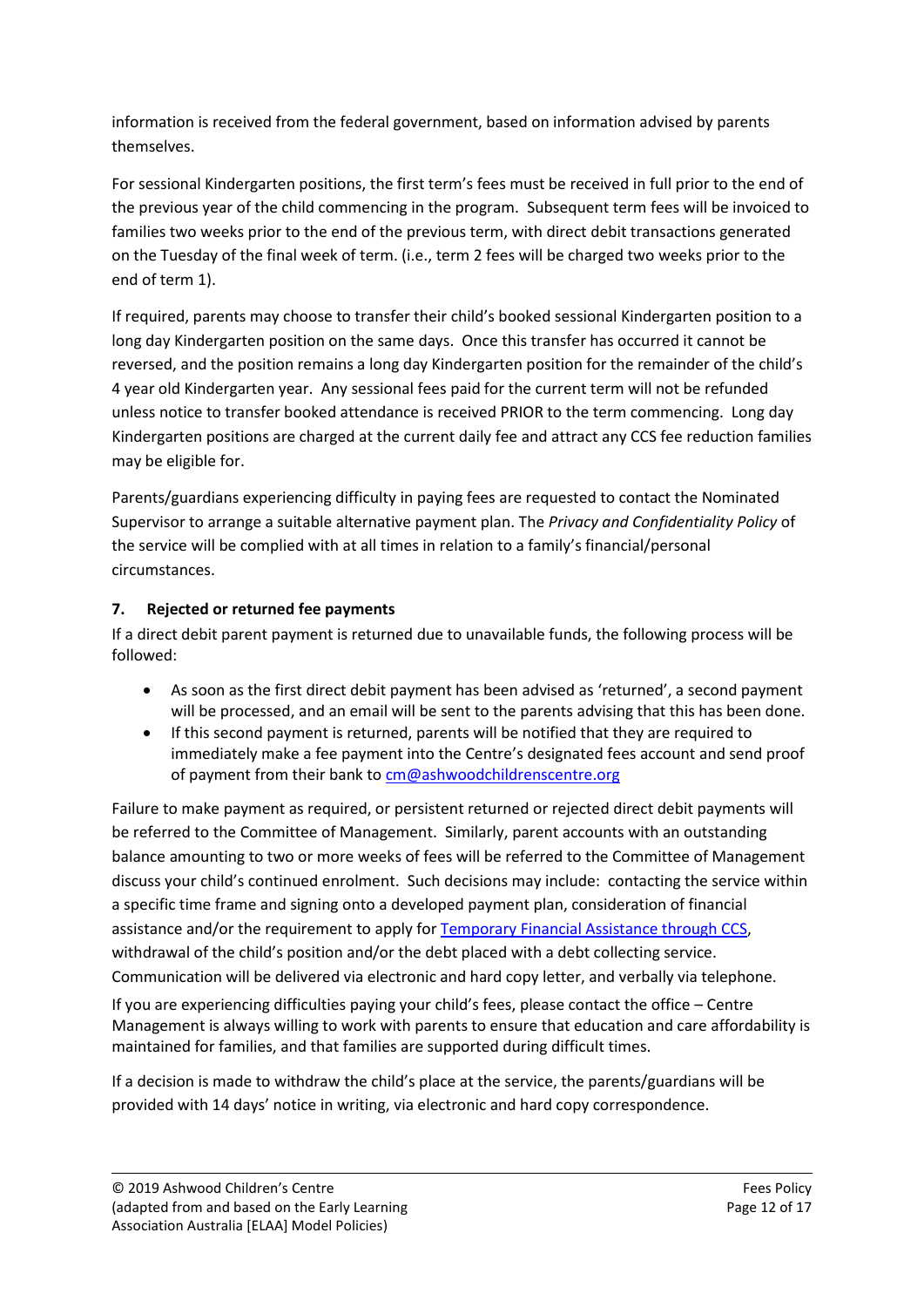information is received from the federal government, based on information advised by parents themselves.

For sessional Kindergarten positions, the first term's fees must be received in full prior to the end of the previous year of the child commencing in the program. Subsequent term fees will be invoiced to families two weeks prior to the end of the previous term, with direct debit transactions generated on the Tuesday of the final week of term. (i.e., term 2 fees will be charged two weeks prior to the end of term 1).

If required, parents may choose to transfer their child's booked sessional Kindergarten position to a long day Kindergarten position on the same days. Once this transfer has occurred it cannot be reversed, and the position remains a long day Kindergarten position for the remainder of the child's 4 year old Kindergarten year. Any sessional fees paid for the current term will not be refunded unless notice to transfer booked attendance is received PRIOR to the term commencing. Long day Kindergarten positions are charged at the current daily fee and attract any CCS fee reduction families may be eligible for.

Parents/guardians experiencing difficulty in paying fees are requested to contact the Nominated Supervisor to arrange a suitable alternative payment plan. The *Privacy and Confidentiality Policy* of the service will be complied with at all times in relation to a family's financial/personal circumstances.

### 7. Rejected or returned fee payments

If a direct debit parent payment is returned due to unavailable funds, the following process will be followed:

- As soon as the first direct debit payment has been advised as 'returned', a second payment will be processed, and an email will be sent to the parents advising that this has been done.
- If this second payment is returned, parents will be notified that they are required to immediately make a fee payment into the Centre's designated fees account and send proof of payment from their bank to [cm@ashwoodchildrenscentre.org](mailto:cm@ashwoodchildrenscentre.org)

Failure to make payment as required, or persistent returned or rejected direct debit payments will be referred to the Committee of Management. Similarly, parent accounts with an outstanding balance amounting to two or more weeks of fees will be referred to the Committee of Management discuss your child's continued enrolment. Such decisions may include: contacting the service within a specific time frame and signing onto a developed payment plan, consideration of financial assistance and/or the requirement to apply for [Temporary Financial Assistance through CCS](), withdrawal of the child's position and/or the debt placed with a debt collecting service. Communication will be delivered via electronic and hard copy letter, and verbally via telephone.

If you are experiencing difficulties paying your child's fees, please contact the office – Centre Management is always willing to work with parents to ensure that education and care affordability is maintained for families, and that families are supported during difficult times.

If a decision is made to withdraw the child's place at the service, the parents/guardians will be provided with 14 days' notice in writing, via electronic and hard copy correspondence.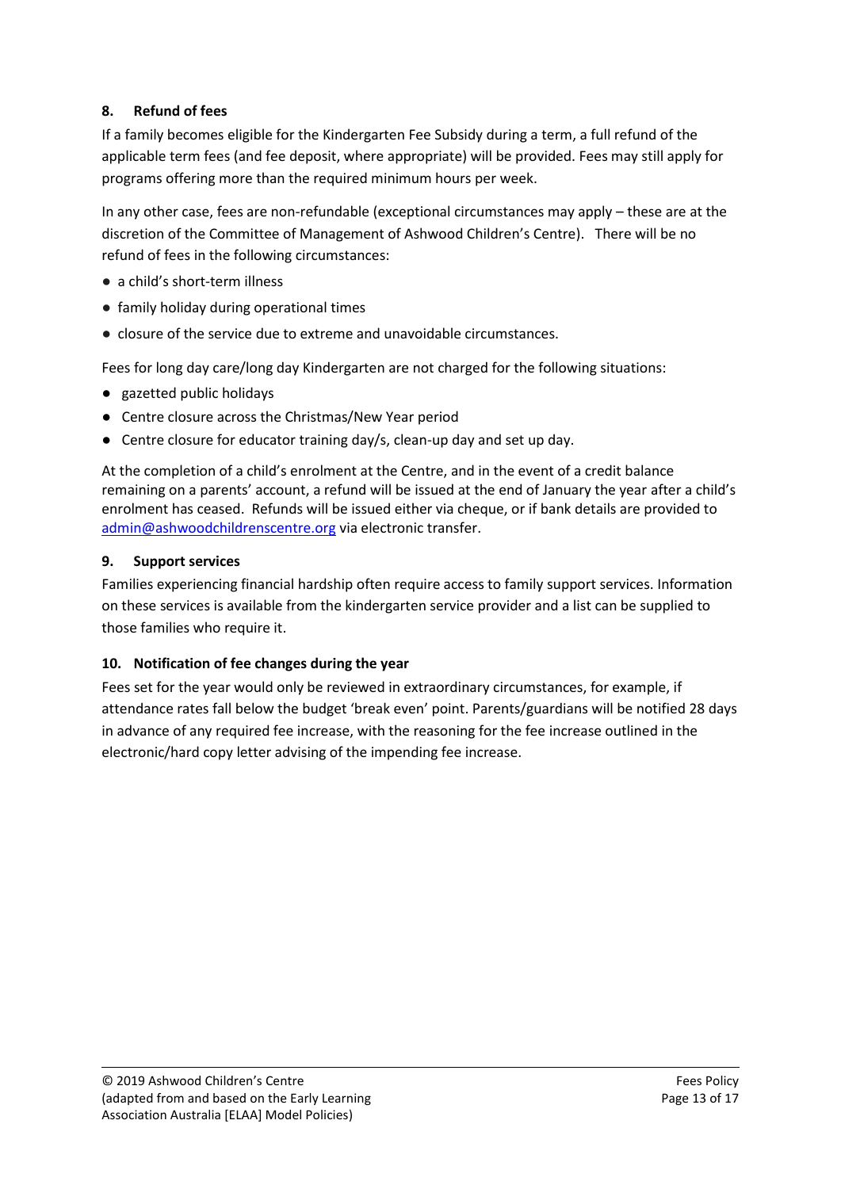### 8. Refund of fees

If a family becomes eligible for the Kindergarten Fee Subsidy during a term, a full refund of the applicable term fees (and fee deposit, where appropriate) will be provided. Fees may still apply for programs offering more than the required minimum hours per week.

In any other case, fees are non-refundable (exceptional circumstances may apply – these are at the discretion of the Committee of Management of Ashwood Children's Centre). There will be no refund of fees in the following circumstances:

- a child's short-term illness
- family holiday during operational times
- closure of the service due to extreme and unavoidable circumstances.

Fees for long day care/long day Kindergarten are not charged for the following situations:

- gazetted public holidays
- Centre closure across the Christmas/New Year period
- Centre closure for educator training day/s, clean-up day and set up day.

At the completion of a child's enrolment at the Centre, and in the event of a credit balance remaining on a parents' account, a refund will be issued at the end of January the year after a child's enrolment has ceased. Refunds will be issued either via cheque, or if bank details are provided to admin@ashwoodchildrenscentre.org via electronic transfer.

### 9. Support services

Families experiencing financial hardship often require access to family support services. Information on these services is available from the kindergarten service provider and a list can be supplied to those families who require it.

### 10. Notification of fee changes during the year

Fees set for the year would only be reviewed in extraordinary circumstances, for example, if attendance rates fall below the budget 'break even' point. Parents/guardians will be notified 28 days in advance of any required fee increase, with the reasoning for the fee increase outlined in the electronic/hard copy letter advising of the impending fee increase.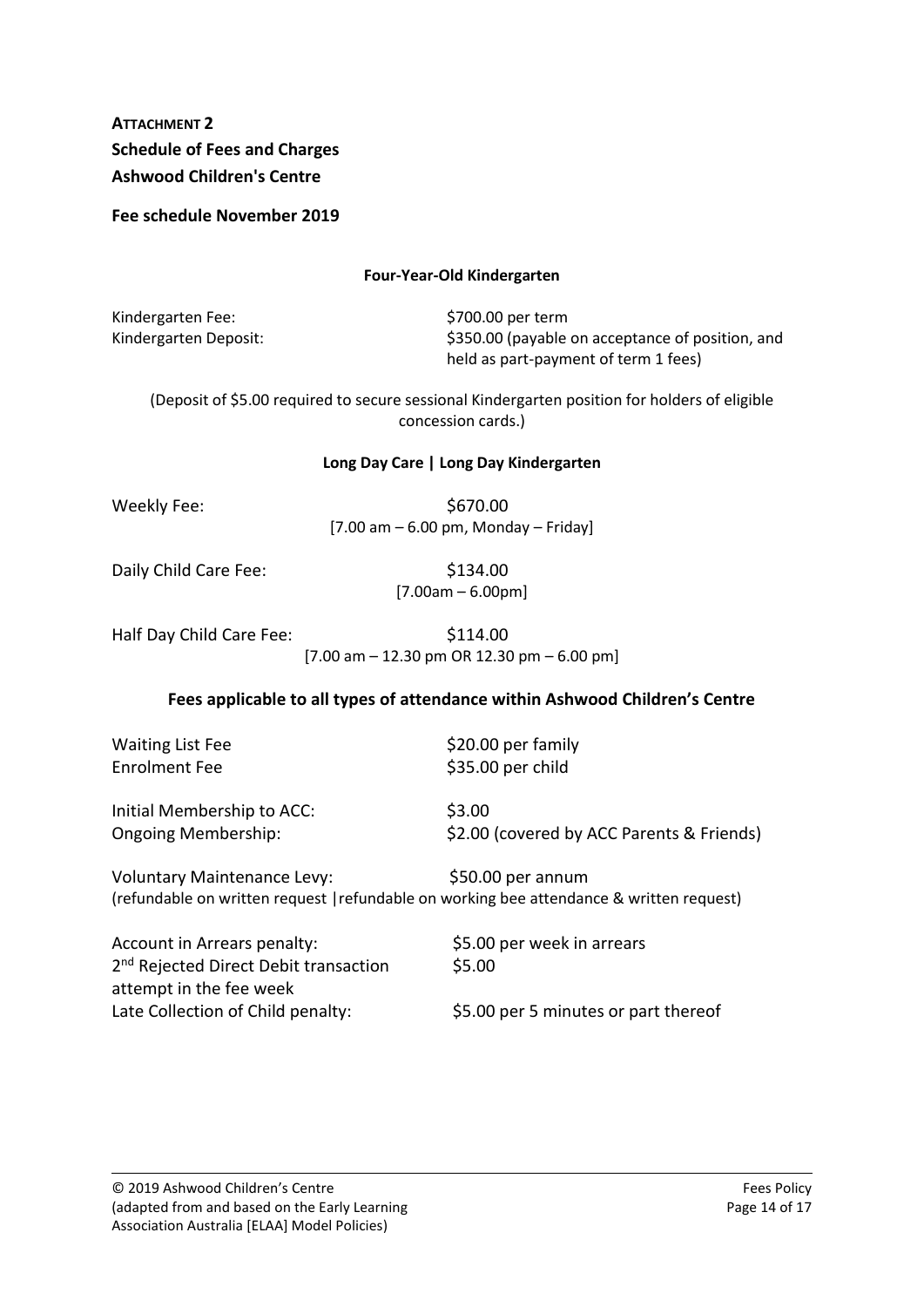**ATTACHMENT 2**
**Schedule of Fees and Charges**
**Ashwood Children's Centre**

**Fee schedule November 2019**

**Four-Year-Old Kindergarten**

Kindergarten Fee: $700.00 per term
Kindergarten Deposit: $350.00 (payable on acceptance of position, and held as part-payment of term 1 fees)

(Deposit of $5.00 required to secure sessional Kindergarten position for holders of eligible concession cards.)

**Long Day Care | Long Day Kindergarten**

Weekly Fee: $670.00
[7.00 am – 6.00 pm, Monday – Friday]

Daily Child Care Fee: $134.00
[7.00am – 6.00pm]

Half Day Child Care Fee: $114.00
[7.00 am – 12.30 pm OR 12.30 pm – 6.00 pm]

**Fees applicable to all types of attendance within Ashwood Children's Centre**

Waiting List Fee $20.00 per family
Enrolment Fee $35.00 per child

Initial Membership to ACC: $3.00
Ongoing Membership: $2.00 (covered by ACC Parents & Friends)

Voluntary Maintenance Levy: $50.00 per annum
(refundable on written request |refundable on working bee attendance & written request)

Account in Arrears penalty: $5.00 per week in arrears
2nd Rejected Direct Debit transaction attempt in the fee week $5.00
Late Collection of Child penalty: $5.00 per 5 minutes or part thereof

© 2019 Ashwood Children's Centre
(adapted from and based on the Early Learning Association Australia [ELAA] Model Policies)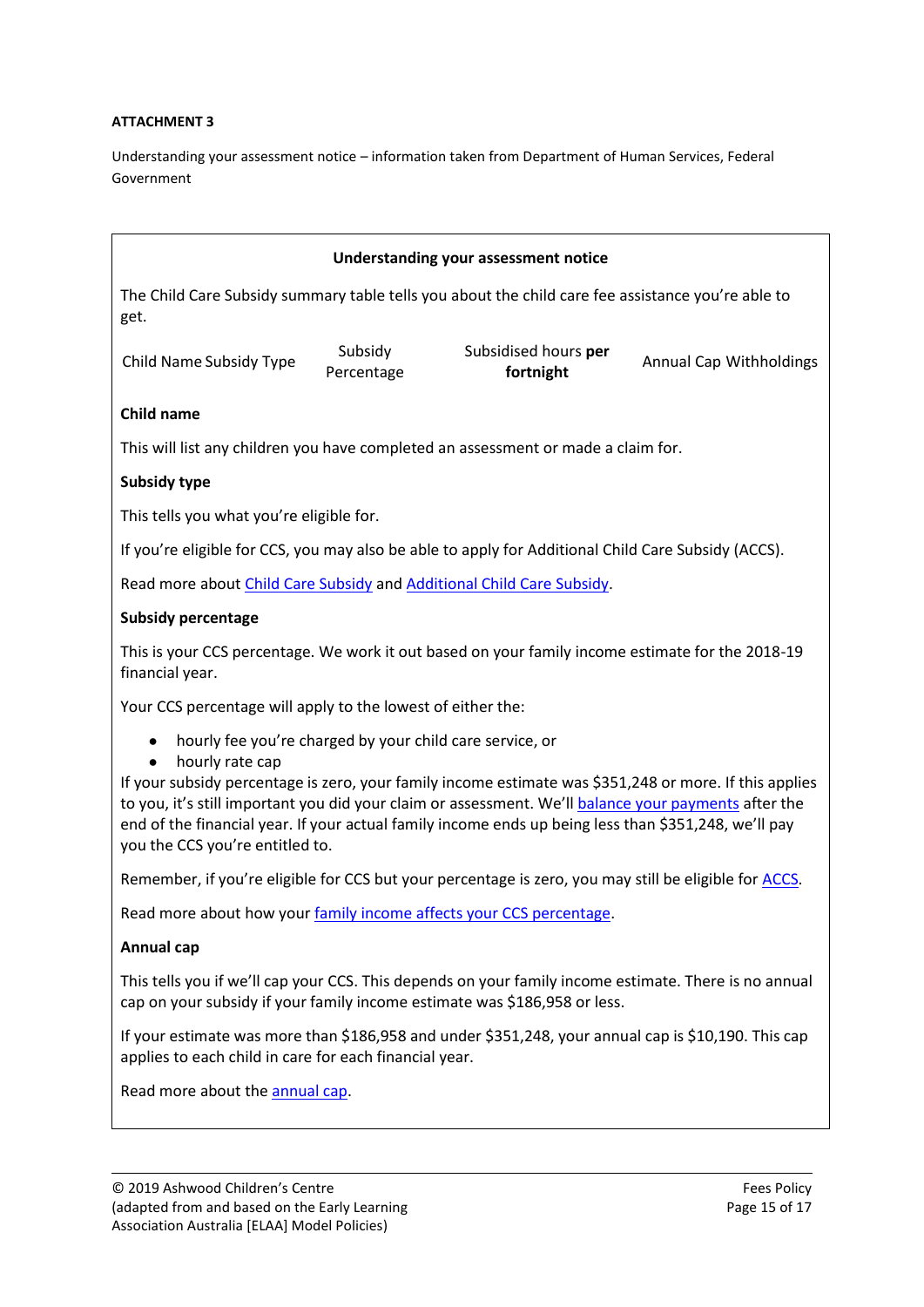**ATTACHMENT 3**

Understanding your assessment notice – information taken from Department of Human Services, Federal Government

### Understanding your assessment notice

The Child Care Subsidy summary table tells you about the child care fee assistance you're able to get.

| Child Name | Subsidy Type | Subsidy Percentage | Subsidised hours **per fortnight** | Annual Cap | Withholdings |
|---|---|---|---|---|---|

**Child name**

This will list any children you have completed an assessment or made a claim for.

**Subsidy type**

This tells you what you're eligible for.

If you're eligible for CCS, you may also be able to apply for Additional Child Care Subsidy (ACCS).

Read more about Child Care Subsidy and Additional Child Care Subsidy.

**Subsidy percentage**

This is your CCS percentage. We work it out based on your family income estimate for the 2018-19 financial year.

Your CCS percentage will apply to the lowest of either the:

- hourly fee you're charged by your child care service, or
- hourly rate cap

If your subsidy percentage is zero, your family income estimate was $351,248 or more. If this applies to you, it's still important you did your claim or assessment. We'll balance your payments after the end of the financial year. If your actual family income ends up being less than $351,248, we'll pay you the CCS you're entitled to.

Remember, if you're eligible for CCS but your percentage is zero, you may still be eligible for ACCS.

Read more about how your family income affects your CCS percentage.

**Annual cap**

This tells you if we'll cap your CCS. This depends on your family income estimate. There is no annual cap on your subsidy if your family income estimate was $186,958 or less.

If your estimate was more than $186,958 and under $351,248, your annual cap is $10,190. This cap applies to each child in care for each financial year.

Read more about the annual cap.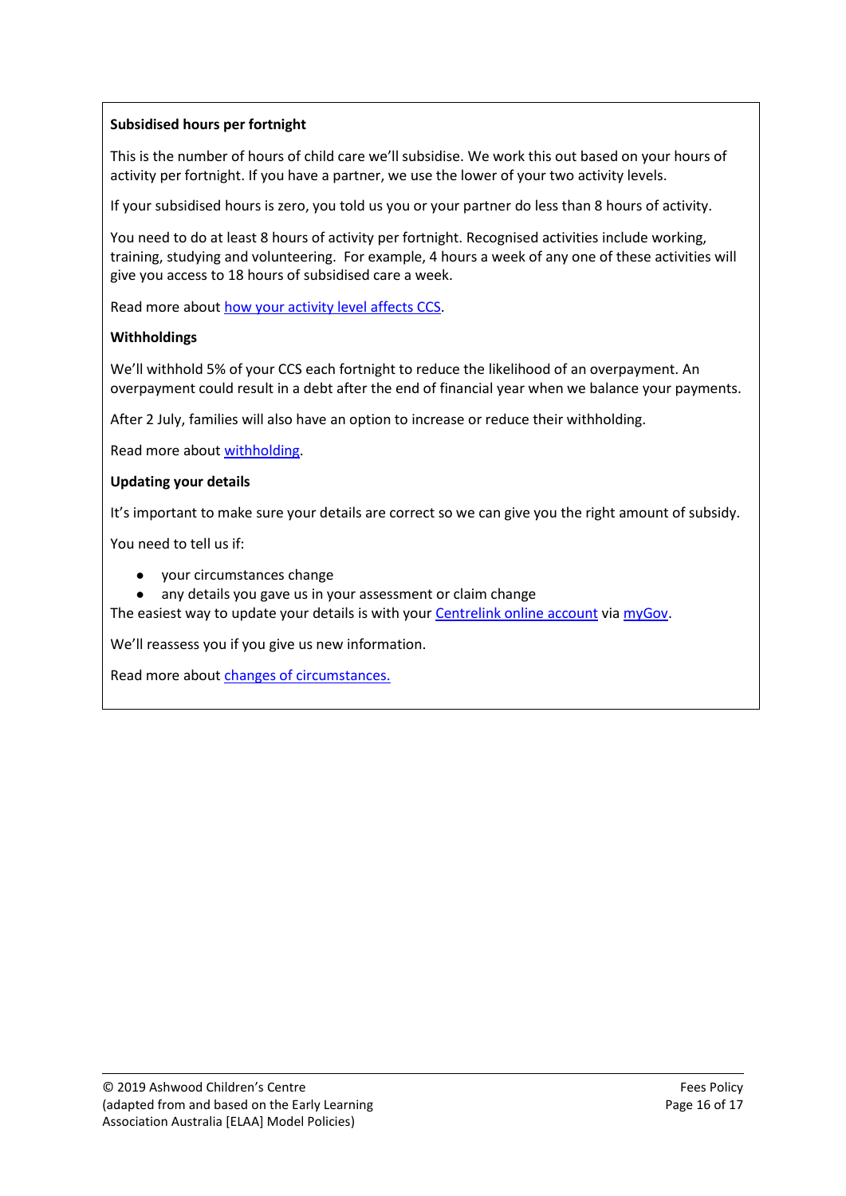**Subsidised hours per fortnight**

This is the number of hours of child care we'll subsidise. We work this out based on your hours of activity per fortnight. If you have a partner, we use the lower of your two activity levels.

If your subsidised hours is zero, you told us you or your partner do less than 8 hours of activity.

You need to do at least 8 hours of activity per fortnight. Recognised activities include working, training, studying and volunteering. For example, 4 hours a week of any one of these activities will give you access to 18 hours of subsidised care a week.

Read more about how your activity level affects CCS.

**Withholdings**

We'll withhold 5% of your CCS each fortnight to reduce the likelihood of an overpayment. An overpayment could result in a debt after the end of financial year when we balance your payments.

After 2 July, families will also have an option to increase or reduce their withholding.

Read more about withholding.

**Updating your details**

It's important to make sure your details are correct so we can give you the right amount of subsidy.

You need to tell us if:

- your circumstances change
- any details you gave us in your assessment or claim change

The easiest way to update your details is with your Centrelink online account via myGov.

We'll reassess you if you give us new information.

Read more about changes of circumstances.